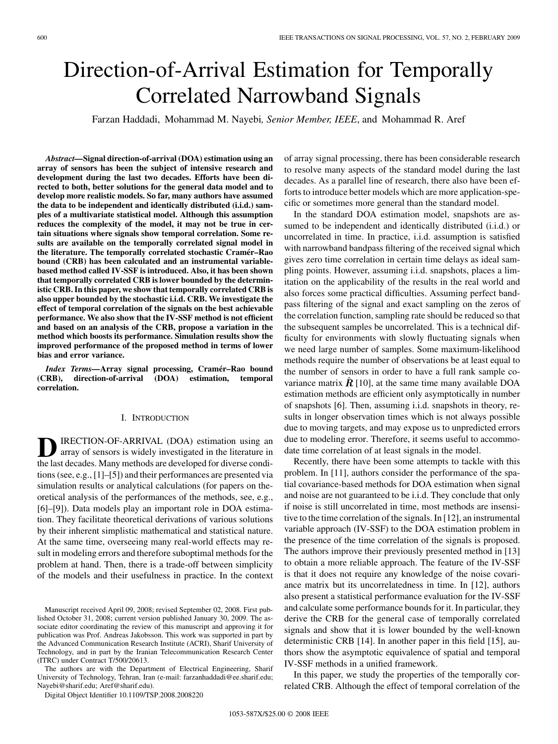# Direction-of-Arrival Estimation for Temporally Correlated Narrowband Signals

Farzan Haddadi, Mohammad M. Nayebi, *Senior Member, IEEE*, and Mohammad R. Aref

***Abstract*—Signal direction-of-arrival (DOA) estimation using an array of sensors has been the subject of intensive research and development during the last two decades. Efforts have been directed to both, better solutions for the general data model and to develop more realistic models. So far, many authors have assumed the data to be independent and identically distributed (i.i.d.) samples of a multivariate statistical model. Although this assumption reduces the complexity of the model, it may not be true in certain situations where signals show temporal correlation. Some results are available on the temporally correlated signal model in the literature. The temporally correlated stochastic Cramér–Rao bound (CRB) has been calculated and an instrumental variable-based method called IV-SSF is introduced. Also, it has been shown that temporally correlated CRB is lower bounded by the deterministic CRB. In this paper, we show that temporally correlated CRB is also upper bounded by the stochastic i.i.d. CRB. We investigate the effect of temporal correlation of the signals on the best achievable performance. We also show that the IV-SSF method is not efficient and based on an analysis of the CRB, propose a variation in the method which boosts its performance. Simulation results show the improved performance of the proposed method in terms of lower bias and error variance.**

***Index Terms*—Array signal processing, Cramér–Rao bound (CRB), direction-of-arrival (DOA) estimation, temporal correlation.**

## I. Introduction

DIRECTION-OF-ARRIVAL (DOA) estimation using an array of sensors is widely investigated in the literature in the last decades. Many methods are developed for diverse conditions (see, e.g., [1]–[5]) and their performances are presented via simulation results or analytical calculations (for papers on theoretical analysis of the performances of the methods, see, e.g., [6]–[9]). Data models play an important role in DOA estimation. They facilitate theoretical derivations of various solutions by their inherent simplistic mathematical and statistical nature. At the same time, overseeing many real-world effects may result in modeling errors and therefore suboptimal methods for the problem at hand. Then, there is a trade-off between simplicity of the models and their usefulness in practice. In the context of array signal processing, there has been considerable research to resolve many aspects of the standard model during the last decades. As a parallel line of research, there also have been efforts to introduce better models which are more application-specific or sometimes more general than the standard model.

In the standard DOA estimation model, snapshots are assumed to be independent and identically distributed (i.i.d.) or uncorrelated in time. In practice, i.i.d. assumption is satisfied with narrowband bandpass filtering of the received signal which gives zero time correlation in certain time delays as ideal sampling points. However, assuming i.i.d. snapshots, places a limitation on the applicability of the results in the real world and also forces some practical difficulties. Assuming perfect bandpass filtering of the signal and exact sampling on the zeros of the correlation function, sampling rate should be reduced so that the subsequent samples be uncorrelated. This is a technical difficulty for environments with slowly fluctuating signals when we need large number of samples. Some maximum-likelihood methods require the number of observations be at least equal to the number of sensors in order to have a full rank sample covariance matrix $\hat{\boldsymbol{R}}$ [10], at the same time many available DOA estimation methods are efficient only asymptotically in number of snapshots [6]. Then, assuming i.i.d. snapshots in theory, results in longer observation times which is not always possible due to moving targets, and may expose us to unpredicted errors due to modeling error. Therefore, it seems useful to accommodate time correlation of at least signals in the model.

Recently, there have been some attempts to tackle with this problem. In [11], authors consider the performance of the spatial covariance-based methods for DOA estimation when signal and noise are not guaranteed to be i.i.d. They conclude that only if noise is still uncorrelated in time, most methods are insensitive to the time correlation of the signals. In [12], an instrumental variable approach (IV-SSF) to the DOA estimation problem in the presence of the time correlation of the signals is proposed. The authors improve their previously presented method in [13] to obtain a more reliable approach. The feature of the IV-SSF is that it does not require any knowledge of the noise covariance matrix but its uncorrelatedness in time. In [12], authors also present a statistical performance evaluation for the IV-SSF and calculate some performance bounds for it. In particular, they derive the CRB for the general case of temporally correlated signals and show that it is lower bounded by the well-known deterministic CRB [14]. In another paper in this field [15], authors show the asymptotic equivalence of spatial and temporal IV-SSF methods in a unified framework.

In this paper, we study the properties of the temporally correlated CRB. Although the effect of temporal correlation of the

Manuscript received April 09, 2008; revised September 02, 2008. First published October 31, 2008; current version published January 30, 2009. The associate editor coordinating the review of this manuscript and approving it for publication was Prof. Andreas Jakobsson. This work was supported in part by the Advanced Communication Research Institute (ACRI), Sharif University of Technology, and in part by the Iranian Telecommunication Research Center (ITRC) under Contract T/500/20613.

The authors are with the Department of Electrical Engineering, Sharif University of Technology, Tehran, Iran (e-mail: farzanhaddadi@ee.sharif.edu; Nayebi@sharif.edu; Aref@sharif.edu).

Digital Object Identifier 10.1109/TSP.2008.2008220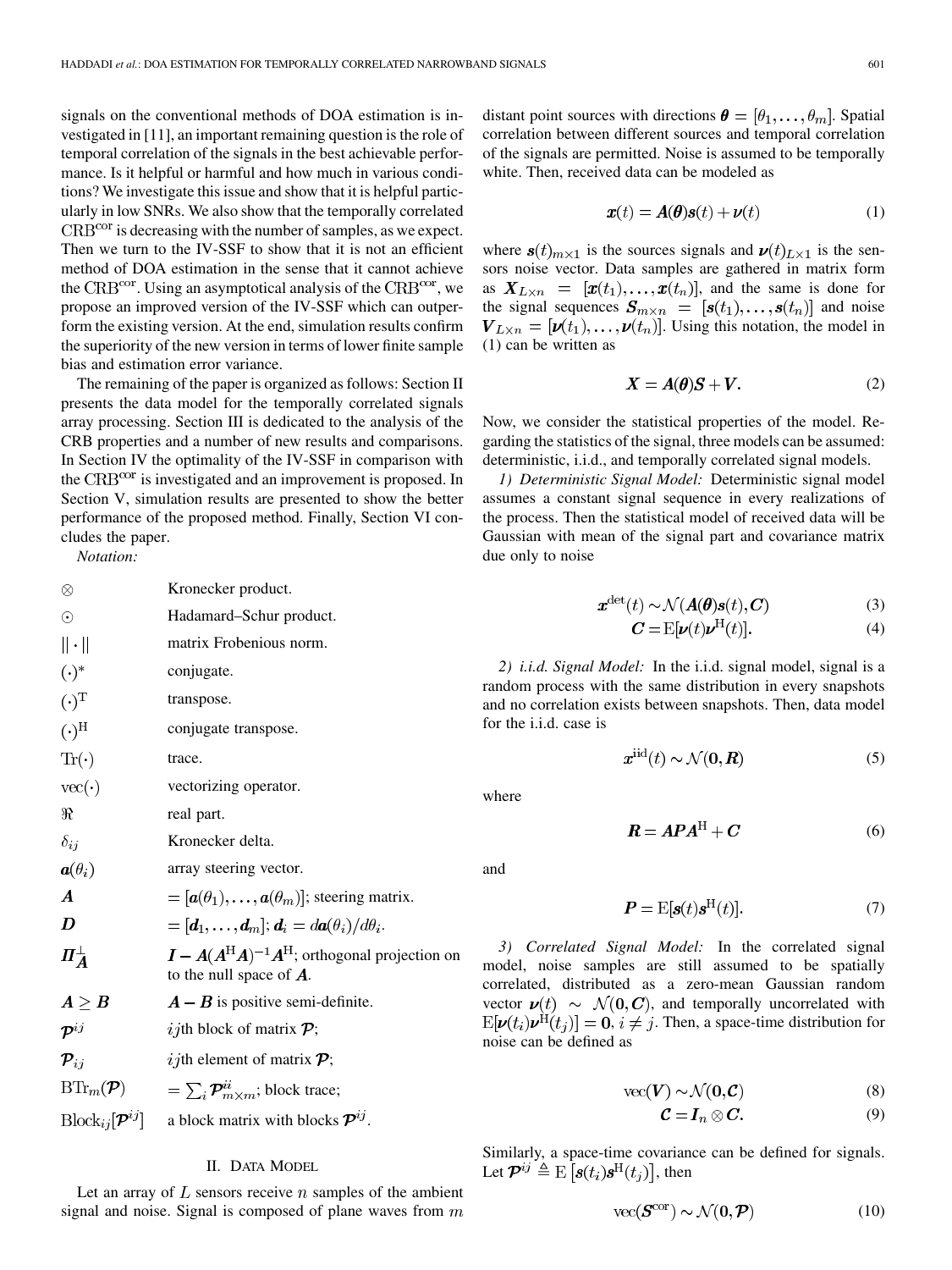signals on the conventional methods of DOA estimation is investigated in [11], an important remaining question is the role of temporal correlation of the signals in the best achievable performance. Is it helpful or harmful and how much in various conditions? We investigate this issue and show that it is helpful particularly in low SNRs. We also show that the temporally correlated $\mathrm{CRB}^{\mathrm{cor}}$ is decreasing with the number of samples, as we expect. Then we turn to the IV-SSF to show that it is not an efficient method of DOA estimation in the sense that it cannot achieve the $\mathrm{CRB}^{\mathrm{cor}}$. Using an asymptotical analysis of the $\mathrm{CRB}^{\mathrm{cor}}$, we propose an improved version of the IV-SSF which can outperform the existing version. At the end, simulation results confirm the superiority of the new version in terms of lower finite sample bias and estimation error variance.

The remaining of the paper is organized as follows: Section II presents the data model for the temporally correlated signals array processing. Section III is dedicated to the analysis of the CRB properties and a number of new results and comparisons. In Section IV the optimality of the IV-SSF in comparison with the $\mathrm{CRB}^{\mathrm{cor}}$ is investigated and an improvement is proposed. In Section V, simulation results are presented to show the better performance of the proposed method. Finally, Section VI concludes the paper.

*Notation:*

| | |
|---|---|
| $\otimes$ | Kronecker product. |
| $\odot$ | Hadamard–Schur product. |
| $\|\cdot\|$ | matrix Frobenious norm. |
| $(\cdot)^*$ | conjugate. |
| $(\cdot)^{\mathrm{T}}$ | transpose. |
| $(\cdot)^{\mathrm{H}}$ | conjugate transpose. |
| $\mathrm{Tr}(\cdot)$ | trace. |
| $\mathrm{vec}(\cdot)$ | vectorizing operator. |
| $\Re$ | real part. |
| $\delta_{ij}$ | Kronecker delta. |
| $\boldsymbol{a}(\theta_i)$ | array steering vector. |
| $\boldsymbol{A}$ | $= [\boldsymbol{a}(\theta_1), \ldots, \boldsymbol{a}(\theta_m)]$; steering matrix. |
| $\boldsymbol{D}$ | $= [\boldsymbol{d}_1, \ldots, \boldsymbol{d}_m]$; $\boldsymbol{d}_i = d\boldsymbol{a}(\theta_i)/d\theta_i$. |
| $\boldsymbol{\Pi}_{\boldsymbol{A}}^{\perp}$ | $\boldsymbol{I} - \boldsymbol{A}(\boldsymbol{A}^{\mathrm{H}}\boldsymbol{A})^{-1}\boldsymbol{A}^{\mathrm{H}}$; orthogonal projection on to the null space of $\boldsymbol{A}$. |
| $\boldsymbol{A} \geq \boldsymbol{B}$ | $\boldsymbol{A} - \boldsymbol{B}$ is positive semi-definite. |
| $\boldsymbol{\mathcal{P}}^{ij}$ | $ij$th block of matrix $\boldsymbol{\mathcal{P}}$; |
| $\boldsymbol{\mathcal{P}}_{ij}$ | $ij$th element of matrix $\boldsymbol{\mathcal{P}}$; |
| $\mathrm{BTr}_m(\boldsymbol{\mathcal{P}})$ | $= \sum_i \boldsymbol{\mathcal{P}}^{ii}_{m\times m}$; block trace; |
| $\mathrm{Block}_{ij}[\boldsymbol{\mathcal{P}}^{ij}]$ | a block matrix with blocks $\boldsymbol{\mathcal{P}}^{ij}$. |

## II. Data Model

Let an array of $L$ sensors receive $n$ samples of the ambient signal and noise. Signal is composed of plane waves from $m$ distant point sources with directions $\boldsymbol{\theta} = [\theta_1, \ldots, \theta_m]$. Spatial correlation between different sources and temporal correlation of the signals are permitted. Noise is assumed to be temporally white. Then, received data can be modeled as

$$\boldsymbol{x}(t) = \boldsymbol{A}(\boldsymbol{\theta})\boldsymbol{s}(t) + \boldsymbol{\nu}(t) \tag{1}$$

where $\boldsymbol{s}(t)_{m\times 1}$ is the sources signals and $\boldsymbol{\nu}(t)_{L\times 1}$ is the sensors noise vector. Data samples are gathered in matrix form as $\boldsymbol{X}_{L\times n} = [\boldsymbol{x}(t_1), \ldots, \boldsymbol{x}(t_n)]$, and the same is done for the signal sequences $\boldsymbol{S}_{m\times n} = [\boldsymbol{s}(t_1), \ldots, \boldsymbol{s}(t_n)]$ and noise $\boldsymbol{V}_{L\times n} = [\boldsymbol{\nu}(t_1), \ldots, \boldsymbol{\nu}(t_n)]$. Using this notation, the model in (1) can be written as

$$\boldsymbol{X} = \boldsymbol{A}(\boldsymbol{\theta})\boldsymbol{S} + \boldsymbol{V}. \tag{2}$$

Now, we consider the statistical properties of the model. Regarding the statistics of the signal, three models can be assumed: deterministic, i.i.d., and temporally correlated signal models.

*1) Deterministic Signal Model:* Deterministic signal model assumes a constant signal sequence in every realizations of the process. Then the statistical model of received data will be Gaussian with mean of the signal part and covariance matrix due only to noise

$$\boldsymbol{x}^{\mathrm{det}}(t) \sim \mathcal{N}(\boldsymbol{A}(\boldsymbol{\theta})\boldsymbol{s}(t), \boldsymbol{C}) \tag{3}$$

$$\boldsymbol{C} = \mathrm{E}[\boldsymbol{\nu}(t)\boldsymbol{\nu}^{\mathrm{H}}(t)]. \tag{4}$$

*2) i.i.d. Signal Model:* In the i.i.d. signal model, signal is a random process with the same distribution in every snapshots and no correlation exists between snapshots. Then, data model for the i.i.d. case is

$$\boldsymbol{x}^{\mathrm{iid}}(t) \sim \mathcal{N}(\boldsymbol{0}, \boldsymbol{R}) \tag{5}$$

where

$$\boldsymbol{R} = \boldsymbol{A}\boldsymbol{P}\boldsymbol{A}^{\mathrm{H}} + \boldsymbol{C} \tag{6}$$

and

$$\boldsymbol{P} = \mathrm{E}[\boldsymbol{s}(t)\boldsymbol{s}^{\mathrm{H}}(t)]. \tag{7}$$

*3) Correlated Signal Model:* In the correlated signal model, noise samples are still assumed to be spatially correlated, distributed as a zero-mean Gaussian random vector $\boldsymbol{\nu}(t) \sim \mathcal{N}(\boldsymbol{0}, \boldsymbol{C})$, and temporally uncorrelated with $\mathrm{E}[\boldsymbol{\nu}(t_i)\boldsymbol{\nu}^{\mathrm{H}}(t_j)] = \boldsymbol{0}$, $i \neq j$. Then, a space-time distribution for noise can be defined as

$$\mathrm{vec}(\boldsymbol{V}) \sim \mathcal{N}(\boldsymbol{0}, \boldsymbol{\mathcal{C}}) \tag{8}$$

$$\boldsymbol{\mathcal{C}} = \boldsymbol{I}_n \otimes \boldsymbol{C}. \tag{9}$$

Similarly, a space-time covariance can be defined for signals. Let $\boldsymbol{\mathcal{P}}^{ij} \triangleq \mathrm{E}\left[\boldsymbol{s}(t_i)\boldsymbol{s}^{\mathrm{H}}(t_j)\right]$, then

$$\mathrm{vec}(\boldsymbol{S}^{\mathrm{cor}}) \sim \mathcal{N}(\boldsymbol{0}, \boldsymbol{\mathcal{P}}) \tag{10}$$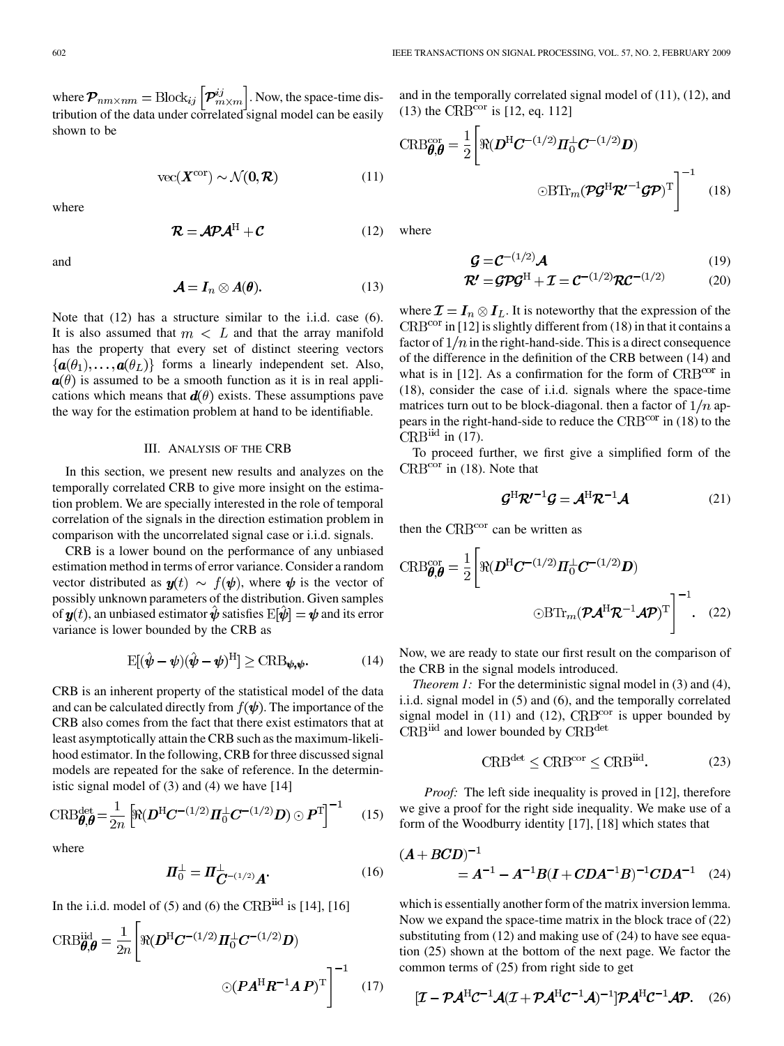where $\boldsymbol{\mathcal{P}}_{nm\times nm} = \mathrm{Block}_{ij}\left[\boldsymbol{\mathcal{P}}^{ij}_{m\times m}\right]$. Now, the space-time distribution of the data under correlated signal model can be easily shown to be

$$\mathrm{vec}(\boldsymbol{X}^{\mathrm{cor}}) \sim \mathcal{N}(\boldsymbol{0}, \boldsymbol{\mathcal{R}}) \tag{11}$$

where

$$\boldsymbol{\mathcal{R}} = \boldsymbol{\mathcal{A}}\boldsymbol{\mathcal{P}}\boldsymbol{\mathcal{A}}^{\mathrm{H}} + \boldsymbol{\mathcal{C}} \tag{12}$$

and

$$\boldsymbol{\mathcal{A}} = \boldsymbol{I}_n \otimes \boldsymbol{A}(\boldsymbol{\theta}). \tag{13}$$

Note that (12) has a structure similar to the i.i.d. case (6). It is also assumed that $m < L$ and that the array manifold has the property that every set of distinct steering vectors $\{\boldsymbol{a}(\theta_1), \ldots, \boldsymbol{a}(\theta_L)\}$ forms a linearly independent set. Also, $\boldsymbol{a}(\theta)$ is assumed to be a smooth function as it is in real applications which means that $\boldsymbol{d}(\theta)$ exists. These assumptions pave the way for the estimation problem at hand to be identifiable.

## III. Analysis of the CRB

In this section, we present new results and analyzes on the temporally correlated CRB to give more insight on the estimation problem. We are specially interested in the role of temporal correlation of the signals in the direction estimation problem in comparison with the uncorrelated signal case or i.i.d. signals.

CRB is a lower bound on the performance of any unbiased estimation method in terms of error variance. Consider a random vector distributed as $\boldsymbol{y}(t) \sim f(\boldsymbol{\psi})$, where $\boldsymbol{\psi}$ is the vector of possibly unknown parameters of the distribution. Given samples of $\boldsymbol{y}(t)$, an unbiased estimator $\hat{\boldsymbol{\psi}}$ satisfies $\mathrm{E}[\hat{\boldsymbol{\psi}}] = \boldsymbol{\psi}$ and its error variance is lower bounded by the CRB as

$$\mathrm{E}[(\hat{\boldsymbol{\psi}} - \boldsymbol{\psi})(\hat{\boldsymbol{\psi}} - \boldsymbol{\psi})^{\mathrm{H}}] \geq \mathrm{CRB}_{\boldsymbol{\psi},\boldsymbol{\psi}}. \tag{14}$$

CRB is an inherent property of the statistical model of the data and can be calculated directly from $f(\boldsymbol{\psi})$. The importance of the CRB also comes from the fact that there exist estimators that at least asymptotically attain the CRB such as the maximum-likelihood estimator. In the following, CRB for three discussed signal models are repeated for the sake of reference. In the deterministic signal model of (3) and (4) we have [14]

$$\mathrm{CRB}^{\mathrm{det}}_{\boldsymbol{\theta},\boldsymbol{\theta}} = \frac{1}{2n}\left[\Re(\boldsymbol{D}^{\mathrm{H}}\boldsymbol{C}^{-(1/2)}\boldsymbol{\Pi}_0^{\perp}\boldsymbol{C}^{-(1/2)}\boldsymbol{D}) \odot \boldsymbol{P}^{\mathrm{T}}\right]^{-1} \tag{15}$$

where

$$\boldsymbol{\Pi}_0^{\perp} = \boldsymbol{\Pi}^{\perp}_{\boldsymbol{C}^{-(1/2)}\boldsymbol{A}}. \tag{16}$$

In the i.i.d. model of (5) and (6) the $\mathrm{CRB}^{\mathrm{iid}}$ is [14], [16]

$$\mathrm{CRB}^{\mathrm{iid}}_{\boldsymbol{\theta},\boldsymbol{\theta}} = \frac{1}{2n}\left[\Re(\boldsymbol{D}^{\mathrm{H}}\boldsymbol{C}^{-(1/2)}\boldsymbol{\Pi}_0^{\perp}\boldsymbol{C}^{-(1/2)}\boldsymbol{D}) \odot (\boldsymbol{P}\boldsymbol{A}^{\mathrm{H}}\boldsymbol{R}^{-1}\boldsymbol{A}\,\boldsymbol{P})^{\mathrm{T}}\right]^{-1} \tag{17}$$

and in the temporally correlated signal model of (11), (12), and (13) the $\mathrm{CRB}^{\mathrm{cor}}$ is [12, eq. 112]

$$\mathrm{CRB}^{\mathrm{cor}}_{\boldsymbol{\theta},\boldsymbol{\theta}} = \frac{1}{2}\left[\Re(\boldsymbol{D}^{\mathrm{H}}\boldsymbol{C}^{-(1/2)}\boldsymbol{\Pi}_0^{\perp}\boldsymbol{C}^{-(1/2)}\boldsymbol{D}) \odot \mathrm{BTr}_m(\boldsymbol{\mathcal{P}}\boldsymbol{\mathcal{G}}^{\mathrm{H}}\boldsymbol{\mathcal{R}}'^{-1}\boldsymbol{\mathcal{G}}\boldsymbol{\mathcal{P}})^{\mathrm{T}}\right]^{-1} \tag{18}$$

where

$$\boldsymbol{\mathcal{G}} = \boldsymbol{\mathcal{C}}^{-(1/2)}\boldsymbol{\mathcal{A}} \tag{19}$$

$$\boldsymbol{\mathcal{R}}' = \boldsymbol{\mathcal{G}}\boldsymbol{\mathcal{P}}\boldsymbol{\mathcal{G}}^{\mathrm{H}} + \boldsymbol{\mathcal{I}} = \boldsymbol{\mathcal{C}}^{-(1/2)}\boldsymbol{\mathcal{R}}\boldsymbol{\mathcal{C}}^{-(1/2)} \tag{20}$$

where $\boldsymbol{\mathcal{I}} = \boldsymbol{I}_n \otimes \boldsymbol{I}_L$. It is noteworthy that the expression of the $\mathrm{CRB}^{\mathrm{cor}}$ in [12] is slightly different from (18) in that it contains a factor of $1/n$ in the right-hand-side. This is a direct consequence of the difference in the definition of the CRB between (14) and what is in [12]. As a confirmation for the form of $\mathrm{CRB}^{\mathrm{cor}}$ in (18), consider the case of i.i.d. signals where the space-time matrices turn out to be block-diagonal. then a factor of $1/n$ appears in the right-hand-side to reduce the $\mathrm{CRB}^{\mathrm{cor}}$ in (18) to the $\mathrm{CRB}^{\mathrm{iid}}$ in (17).

To proceed further, we first give a simplified form of the $\mathrm{CRB}^{\mathrm{cor}}$ in (18). Note that

$$\boldsymbol{\mathcal{G}}^{\mathrm{H}}\boldsymbol{\mathcal{R}}'^{-1}\boldsymbol{\mathcal{G}} = \boldsymbol{\mathcal{A}}^{\mathrm{H}}\boldsymbol{\mathcal{R}}^{-1}\boldsymbol{\mathcal{A}} \tag{21}$$

then the $\mathrm{CRB}^{\mathrm{cor}}$ can be written as

$$\mathrm{CRB}^{\mathrm{cor}}_{\boldsymbol{\theta},\boldsymbol{\theta}} = \frac{1}{2}\left[\Re(\boldsymbol{D}^{\mathrm{H}}\boldsymbol{C}^{-(1/2)}\boldsymbol{\Pi}_0^{\perp}\boldsymbol{C}^{-(1/2)}\boldsymbol{D}) \odot \mathrm{BTr}_m(\boldsymbol{\mathcal{P}}\boldsymbol{\mathcal{A}}^{\mathrm{H}}\boldsymbol{\mathcal{R}}^{-1}\boldsymbol{\mathcal{A}}\boldsymbol{\mathcal{P}})^{\mathrm{T}}\right]^{-1}. \tag{22}$$

Now, we are ready to state our first result on the comparison of the CRB in the signal models introduced.

*Theorem 1:* For the deterministic signal model in (3) and (4), i.i.d. signal model in (5) and (6), and the temporally correlated signal model in (11) and (12), $\mathrm{CRB}^{\mathrm{cor}}$ is upper bounded by $\mathrm{CRB}^{\mathrm{iid}}$ and lower bounded by $\mathrm{CRB}^{\mathrm{det}}$

$$\mathrm{CRB}^{\mathrm{det}} \leq \mathrm{CRB}^{\mathrm{cor}} \leq \mathrm{CRB}^{\mathrm{iid}}. \tag{23}$$

*Proof:* The left side inequality is proved in [12], therefore we give a proof for the right side inequality. We make use of a form of the Woodburry identity [17], [18] which states that

$$(\boldsymbol{A} + \boldsymbol{B}\boldsymbol{C}\boldsymbol{D})^{-1} = \boldsymbol{A}^{-1} - \boldsymbol{A}^{-1}\boldsymbol{B}(\boldsymbol{I} + \boldsymbol{C}\boldsymbol{D}\boldsymbol{A}^{-1}\boldsymbol{B})^{-1}\boldsymbol{C}\boldsymbol{D}\boldsymbol{A}^{-1} \tag{24}$$

which is essentially another form of the matrix inversion lemma. Now we expand the space-time matrix in the block trace of (22) substituting from (12) and making use of (24) to have see equation (25) shown at the bottom of the next page. We factor the common terms of (25) from right side to get

$$[\boldsymbol{\mathcal{I}} - \boldsymbol{\mathcal{P}}\boldsymbol{\mathcal{A}}^{\mathrm{H}}\boldsymbol{\mathcal{C}}^{-1}\boldsymbol{\mathcal{A}}(\boldsymbol{\mathcal{I}} + \boldsymbol{\mathcal{P}}\boldsymbol{\mathcal{A}}^{\mathrm{H}}\boldsymbol{\mathcal{C}}^{-1}\boldsymbol{\mathcal{A}})^{-1}]\boldsymbol{\mathcal{P}}\boldsymbol{\mathcal{A}}^{\mathrm{H}}\boldsymbol{\mathcal{C}}^{-1}\boldsymbol{\mathcal{A}}\boldsymbol{\mathcal{P}}. \tag{26}$$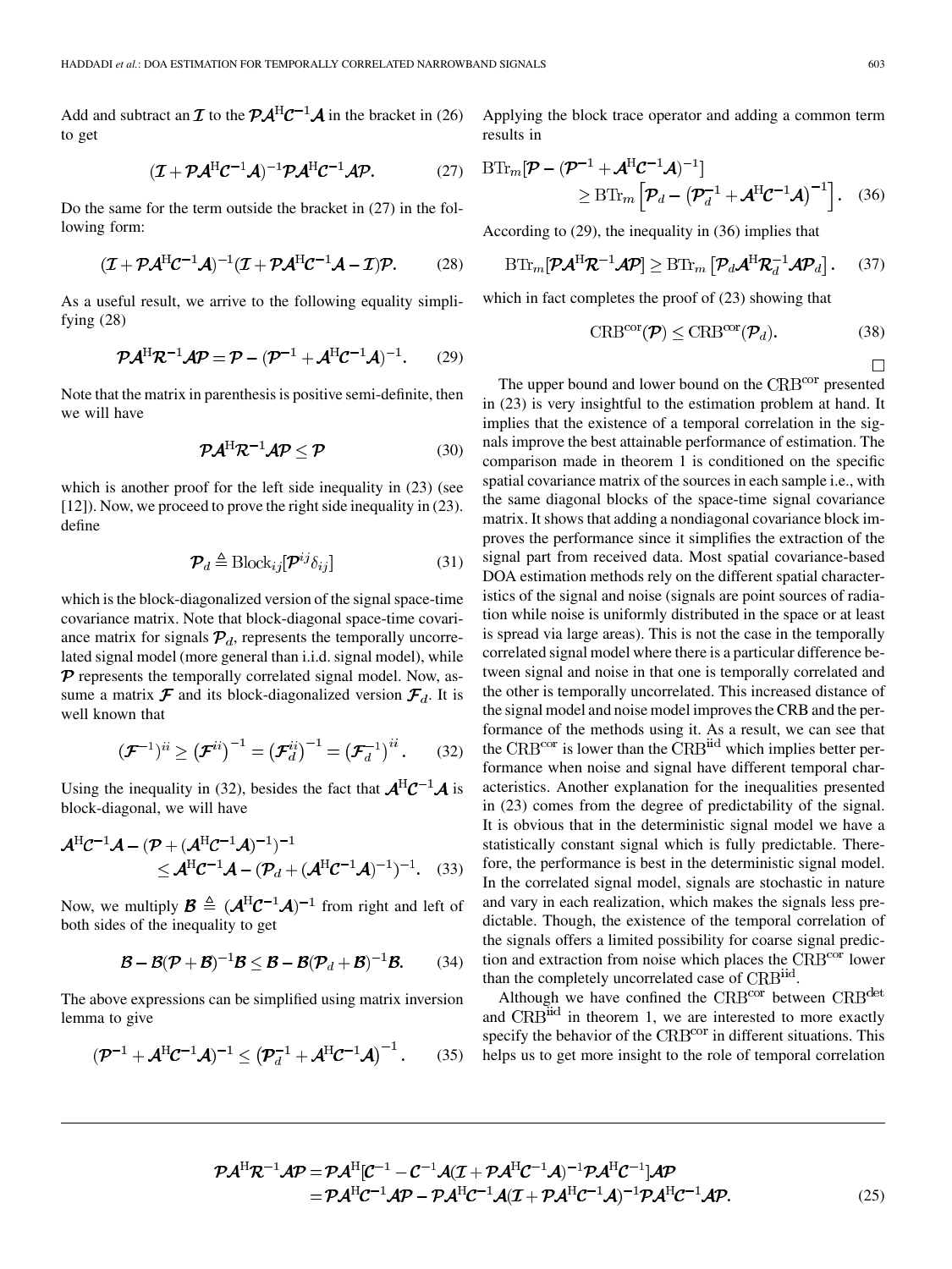Add and subtract an $\mathcal{I}$ to the $\mathcal{P}\mathcal{A}^{\mathrm{H}}\mathcal{C}^{-1}\mathcal{A}$ in the bracket in (26) to get

$$(\mathcal{I}+\mathcal{P}\mathcal{A}^{\mathrm{H}}\mathcal{C}^{-1}\mathcal{A})^{-1}\mathcal{P}\mathcal{A}^{\mathrm{H}}\mathcal{C}^{-1}\mathcal{A}\mathcal{P}. \tag{27}$$

Do the same for the term outside the bracket in (27) in the following form:

$$(\mathcal{I}+\mathcal{P}\mathcal{A}^{\mathrm{H}}\mathcal{C}^{-1}\mathcal{A})^{-1}(\mathcal{I}+\mathcal{P}\mathcal{A}^{\mathrm{H}}\mathcal{C}^{-1}\mathcal{A}-\mathcal{I})\mathcal{P}. \tag{28}$$

As a useful result, we arrive to the following equality simplifying (28)

$$\mathcal{P}\mathcal{A}^{\mathrm{H}}\mathcal{R}^{-1}\mathcal{A}\mathcal{P}=\mathcal{P}-(\mathcal{P}^{-1}+\mathcal{A}^{\mathrm{H}}\mathcal{C}^{-1}\mathcal{A})^{-1}. \tag{29}$$

Note that the matrix in parenthesis is positive semi-definite, then we will have

$$\mathcal{P}\mathcal{A}^{\mathrm{H}}\mathcal{R}^{-1}\mathcal{A}\mathcal{P}\leq\mathcal{P} \tag{30}$$

which is another proof for the left side inequality in (23) (see [12]). Now, we proceed to prove the right side inequality in (23). define

$$\mathcal{P}_d \triangleq \mathrm{Block}_{ij}[\mathcal{P}^{ij}\delta_{ij}] \tag{31}$$

which is the block-diagonalized version of the signal space-time covariance matrix. Note that block-diagonal space-time covariance matrix for signals $\mathcal{P}_d$, represents the temporally uncorrelated signal model (more general than i.i.d. signal model), while $\mathcal{P}$ represents the temporally correlated signal model. Now, assume a matrix $\mathcal{F}$ and its block-diagonalized version $\mathcal{F}_d$. It is well known that

$$(\mathcal{F}^{-1})^{ii}\geq\left(\mathcal{F}^{ii}\right)^{-1}=\left(\mathcal{F}_d^{ii}\right)^{-1}=\left(\mathcal{F}_d^{-1}\right)^{ii}. \tag{32}$$

Using the inequality in (32), besides the fact that $\mathcal{A}^{\mathrm{H}}\mathcal{C}^{-1}\mathcal{A}$ is block-diagonal, we will have

$$\begin{aligned}\mathcal{A}^{\mathrm{H}}\mathcal{C}^{-1}\mathcal{A}-(\mathcal{P}+(\mathcal{A}^{\mathrm{H}}\mathcal{C}^{-1}\mathcal{A})^{-1})^{-1}\\ \leq\mathcal{A}^{\mathrm{H}}\mathcal{C}^{-1}\mathcal{A}-(\mathcal{P}_d+(\mathcal{A}^{\mathrm{H}}\mathcal{C}^{-1}\mathcal{A})^{-1})^{-1}.\end{aligned} \tag{33}$$

Now, we multiply $\mathcal{B}\triangleq(\mathcal{A}^{\mathrm{H}}\mathcal{C}^{-1}\mathcal{A})^{-1}$ from right and left of both sides of the inequality to get

$$\mathcal{B}-\mathcal{B}(\mathcal{P}+\mathcal{B})^{-1}\mathcal{B}\leq\mathcal{B}-\mathcal{B}(\mathcal{P}_d+\mathcal{B})^{-1}\mathcal{B}. \tag{34}$$

The above expressions can be simplified using matrix inversion lemma to give

$$(\mathcal{P}^{-1}+\mathcal{A}^{\mathrm{H}}\mathcal{C}^{-1}\mathcal{A})^{-1}\leq\left(\mathcal{P}_d^{-1}+\mathcal{A}^{\mathrm{H}}\mathcal{C}^{-1}\mathcal{A}\right)^{-1}. \tag{35}$$

Applying the block trace operator and adding a common term results in

$$\begin{aligned}\mathrm{BTr}_m[\mathcal{P}-(\mathcal{P}^{-1}+\mathcal{A}^{\mathrm{H}}\mathcal{C}^{-1}\mathcal{A})^{-1}]\\ \geq\mathrm{BTr}_m\left[\mathcal{P}_d-\left(\mathcal{P}_d^{-1}+\mathcal{A}^{\mathrm{H}}\mathcal{C}^{-1}\mathcal{A}\right)^{-1}\right].\end{aligned} \tag{36}$$

According to (29), the inequality in (36) implies that

$$\mathrm{BTr}_m[\mathcal{P}\mathcal{A}^{\mathrm{H}}\mathcal{R}^{-1}\mathcal{A}\mathcal{P}]\geq\mathrm{BTr}_m\left[\mathcal{P}_d\mathcal{A}^{\mathrm{H}}\mathcal{R}_d^{-1}\mathcal{A}\mathcal{P}_d\right]. \tag{37}$$

which in fact completes the proof of (23) showing that

$$\mathrm{CRB}^{\mathrm{cor}}(\mathcal{P})\leq\mathrm{CRB}^{\mathrm{cor}}(\mathcal{P}_d). \tag{38}$$

□

The upper bound and lower bound on the $\mathrm{CRB}^{\mathrm{cor}}$ presented in (23) is very insightful to the estimation problem at hand. It implies that the existence of a temporal correlation in the signals improve the best attainable performance of estimation. The comparison made in theorem 1 is conditioned on the specific spatial covariance matrix of the sources in each sample i.e., with the same diagonal blocks of the space-time signal covariance matrix. It shows that adding a nondiagonal covariance block improves the performance since it simplifies the extraction of the signal part from received data. Most spatial covariance-based DOA estimation methods rely on the different spatial characteristics of the signal and noise (signals are point sources of radiation while noise is uniformly distributed in the space or at least is spread via large areas). This is not the case in the temporally correlated signal model where there is a particular difference between signal and noise in that one is temporally correlated and the other is temporally uncorrelated. This increased distance of the signal model and noise model improves the CRB and the performance of the methods using it. As a result, we can see that the $\mathrm{CRB}^{\mathrm{cor}}$ is lower than the $\mathrm{CRB}^{\mathrm{iid}}$ which implies better performance when noise and signal have different temporal characteristics. Another explanation for the inequalities presented in (23) comes from the degree of predictability of the signal. It is obvious that in the deterministic signal model we have a statistically constant signal which is fully predictable. Therefore, the performance is best in the deterministic signal model. In the correlated signal model, signals are stochastic in nature and vary in each realization, which makes the signals less predictable. Though, the existence of the temporal correlation of the signals offers a limited possibility for coarse signal prediction and extraction from noise which places the $\mathrm{CRB}^{\mathrm{cor}}$ lower than the completely uncorrelated case of $\mathrm{CRB}^{\mathrm{iid}}$.

Although we have confined the $\mathrm{CRB}^{\mathrm{cor}}$ between $\mathrm{CRB}^{\mathrm{det}}$ and $\mathrm{CRB}^{\mathrm{iid}}$ in theorem 1, we are interested to more exactly specify the behavior of the $\mathrm{CRB}^{\mathrm{cor}}$ in different situations. This helps us to get more insight to the role of temporal correlation

$$\begin{aligned}\mathcal{P}\mathcal{A}^{\mathrm{H}}\mathcal{R}^{-1}\mathcal{A}\mathcal{P}&=\mathcal{P}\mathcal{A}^{\mathrm{H}}[\mathcal{C}^{-1}-\mathcal{C}^{-1}\mathcal{A}(\mathcal{I}+\mathcal{P}\mathcal{A}^{\mathrm{H}}\mathcal{C}^{-1}\mathcal{A})^{-1}\mathcal{P}\mathcal{A}^{\mathrm{H}}\mathcal{C}^{-1}]\mathcal{A}\mathcal{P}\\ &=\mathcal{P}\mathcal{A}^{\mathrm{H}}\mathcal{C}^{-1}\mathcal{A}\mathcal{P}-\mathcal{P}\mathcal{A}^{\mathrm{H}}\mathcal{C}^{-1}\mathcal{A}(\mathcal{I}+\mathcal{P}\mathcal{A}^{\mathrm{H}}\mathcal{C}^{-1}\mathcal{A})^{-1}\mathcal{P}\mathcal{A}^{\mathrm{H}}\mathcal{C}^{-1}\mathcal{A}\mathcal{P}.\end{aligned} \tag{25}$$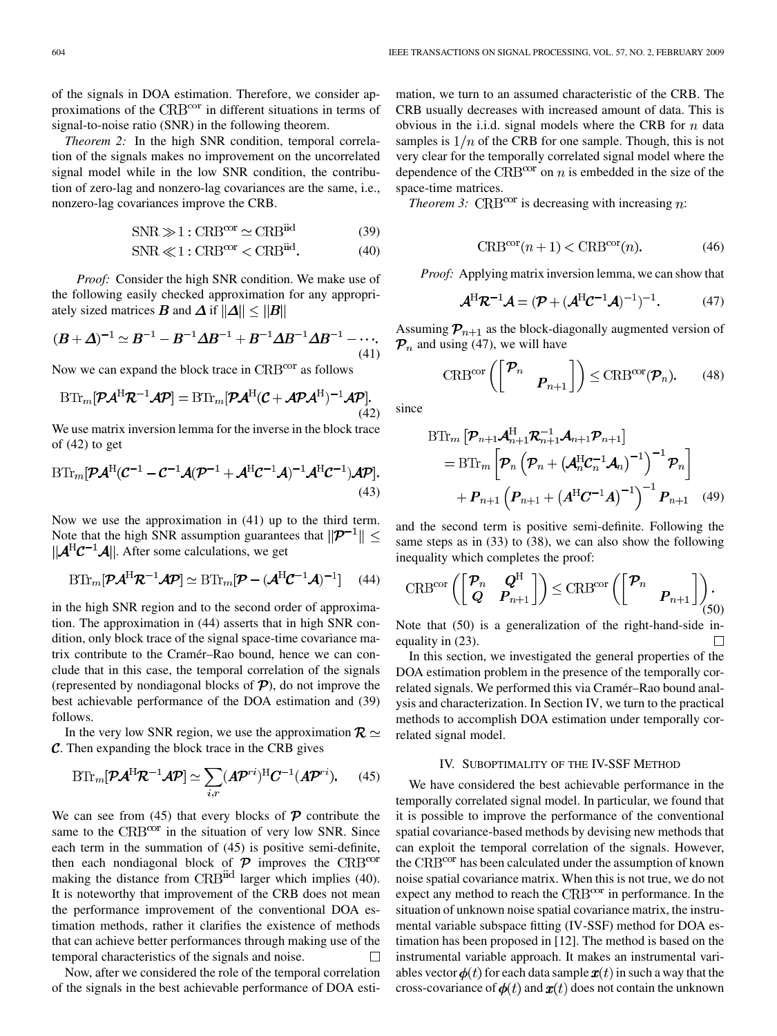of the signals in DOA estimation. Therefore, we consider approximations of the $\mathrm{CRB}^{\mathrm{cor}}$ in different situations in terms of signal-to-noise ratio (SNR) in the following theorem.

*Theorem 2:* In the high SNR condition, temporal correlation of the signals makes no improvement on the uncorrelated signal model while in the low SNR condition, the contribution of zero-lag and nonzero-lag covariances are the same, i.e., nonzero-lag covariances improve the CRB.

$$\mathrm{SNR} \gg 1 : \mathrm{CRB}^{\mathrm{cor}} \simeq \mathrm{CRB}^{\mathrm{iid}} \tag{39}$$

$$\mathrm{SNR} \ll 1 : \mathrm{CRB}^{\mathrm{cor}} < \mathrm{CRB}^{\mathrm{iid}}. \tag{40}$$

*Proof:* Consider the high SNR condition. We make use of the following easily checked approximation for any appropriately sized matrices $\boldsymbol{B}$ and $\boldsymbol{\Delta}$ if $\|\boldsymbol{\Delta}\| \leq \|\boldsymbol{B}\|$

$$(\boldsymbol{B}+\boldsymbol{\Delta})^{-1} \simeq \boldsymbol{B}^{-1} - \boldsymbol{B}^{-1}\boldsymbol{\Delta}\boldsymbol{B}^{-1} + \boldsymbol{B}^{-1}\boldsymbol{\Delta}\boldsymbol{B}^{-1}\boldsymbol{\Delta}\boldsymbol{B}^{-1} - \cdots. \tag{41}$$

Now we can expand the block trace in $\mathrm{CRB}^{\mathrm{cor}}$ as follows

$$\mathrm{BTr}_m[\boldsymbol{\mathcal{P}}\boldsymbol{\mathcal{A}}^{\mathrm{H}}\boldsymbol{\mathcal{R}}^{-1}\boldsymbol{\mathcal{A}}\boldsymbol{\mathcal{P}}] = \mathrm{BTr}_m[\boldsymbol{\mathcal{P}}\boldsymbol{\mathcal{A}}^{\mathrm{H}}(\boldsymbol{\mathcal{C}} + \boldsymbol{\mathcal{A}}\boldsymbol{\mathcal{P}}\boldsymbol{\mathcal{A}}^{\mathrm{H}})^{-1}\boldsymbol{\mathcal{A}}\boldsymbol{\mathcal{P}}]. \tag{42}$$

We use matrix inversion lemma for the inverse in the block trace of (42) to get

$$\mathrm{BTr}_m[\boldsymbol{\mathcal{P}}\boldsymbol{\mathcal{A}}^{\mathrm{H}}(\boldsymbol{\mathcal{C}}^{-1} - \boldsymbol{\mathcal{C}}^{-1}\boldsymbol{\mathcal{A}}(\boldsymbol{\mathcal{P}}^{-1} + \boldsymbol{\mathcal{A}}^{\mathrm{H}}\boldsymbol{\mathcal{C}}^{-1}\boldsymbol{\mathcal{A}})^{-1}\boldsymbol{\mathcal{A}}^{\mathrm{H}}\boldsymbol{\mathcal{C}}^{-1})\boldsymbol{\mathcal{A}}\boldsymbol{\mathcal{P}}]. \tag{43}$$

Now we use the approximation in (41) up to the third term. Note that the high SNR assumption guarantees that $\|\boldsymbol{\mathcal{P}}^{-1}\| \leq \|\boldsymbol{\mathcal{A}}^{\mathrm{H}}\boldsymbol{\mathcal{C}}^{-1}\boldsymbol{\mathcal{A}}\|$. After some calculations, we get

$$\mathrm{BTr}_m[\boldsymbol{\mathcal{P}}\boldsymbol{\mathcal{A}}^{\mathrm{H}}\boldsymbol{\mathcal{R}}^{-1}\boldsymbol{\mathcal{A}}\boldsymbol{\mathcal{P}}] \simeq \mathrm{BTr}_m[\boldsymbol{\mathcal{P}} - (\boldsymbol{\mathcal{A}}^{\mathrm{H}}\boldsymbol{\mathcal{C}}^{-1}\boldsymbol{\mathcal{A}})^{-1}] \tag{44}$$

in the high SNR region and to the second order of approximation. The approximation in (44) asserts that in high SNR condition, only block trace of the signal space-time covariance matrix contribute to the Cramér–Rao bound, hence we can conclude that in this case, the temporal correlation of the signals (represented by nondiagonal blocks of $\boldsymbol{\mathcal{P}}$), do not improve the best achievable performance of the DOA estimation and (39) follows.

In the very low SNR region, we use the approximation $\boldsymbol{\mathcal{R}} \simeq \boldsymbol{\mathcal{C}}$. Then expanding the block trace in the CRB gives

$$\mathrm{BTr}_m[\boldsymbol{\mathcal{P}}\boldsymbol{\mathcal{A}}^{\mathrm{H}}\boldsymbol{\mathcal{R}}^{-1}\boldsymbol{\mathcal{A}}\boldsymbol{\mathcal{P}}] \simeq \sum_{i,r}(\boldsymbol{A}\boldsymbol{\mathcal{P}}^{ri})^{\mathrm{H}}\boldsymbol{C}^{-1}(\boldsymbol{A}\boldsymbol{\mathcal{P}}^{ri}). \tag{45}$$

We can see from (45) that every blocks of $\boldsymbol{\mathcal{P}}$ contribute the same to the $\mathrm{CRB}^{\mathrm{cor}}$ in the situation of very low SNR. Since each term in the summation of (45) is positive semi-definite, then each nondiagonal block of $\boldsymbol{\mathcal{P}}$ improves the $\mathrm{CRB}^{\mathrm{cor}}$ making the distance from $\mathrm{CRB}^{\mathrm{iid}}$ larger which implies (40). It is noteworthy that improvement of the CRB does not mean the performance improvement of the conventional DOA estimation methods, rather it clarifies the existence of methods that can achieve better performances through making use of the temporal characteristics of the signals and noise. □

Now, after we considered the role of the temporal correlation of the signals in the best achievable performance of DOA estimation, we turn to an assumed characteristic of the CRB. The CRB usually decreases with increased amount of data. This is obvious in the i.i.d. signal models where the CRB for $n$ data samples is $1/n$ of the CRB for one sample. Though, this is not very clear for the temporally correlated signal model where the dependence of the $\mathrm{CRB}^{\mathrm{cor}}$ on $n$ is embedded in the size of the space-time matrices.

*Theorem 3:* $\mathrm{CRB}^{\mathrm{cor}}$ is decreasing with increasing $n$:

$$\mathrm{CRB}^{\mathrm{cor}}(n+1) < \mathrm{CRB}^{\mathrm{cor}}(n). \tag{46}$$

*Proof:* Applying matrix inversion lemma, we can show that

$$\boldsymbol{\mathcal{A}}^{\mathrm{H}}\boldsymbol{\mathcal{R}}^{-1}\boldsymbol{\mathcal{A}} = (\boldsymbol{\mathcal{P}} + (\boldsymbol{\mathcal{A}}^{\mathrm{H}}\boldsymbol{\mathcal{C}}^{-1}\boldsymbol{\mathcal{A}})^{-1})^{-1}. \tag{47}$$

Assuming $\boldsymbol{\mathcal{P}}_{n+1}$ as the block-diagonally augmented version of $\boldsymbol{\mathcal{P}}_n$ and using (47), we will have

$$\mathrm{CRB}^{\mathrm{cor}}\left(\begin{bmatrix} \boldsymbol{\mathcal{P}}_n & \\ & \boldsymbol{P}_{n+1} \end{bmatrix}\right) \leq \mathrm{CRB}^{\mathrm{cor}}(\boldsymbol{\mathcal{P}}_n). \tag{48}$$

since

$$\begin{aligned}\mathrm{BTr}_m&\left[\boldsymbol{\mathcal{P}}_{n+1}\boldsymbol{\mathcal{A}}_{n+1}^{\mathrm{H}}\boldsymbol{\mathcal{R}}_{n+1}^{-1}\boldsymbol{\mathcal{A}}_{n+1}\boldsymbol{\mathcal{P}}_{n+1}\right] \\ &= \mathrm{BTr}_m\left[\boldsymbol{\mathcal{P}}_n\left(\boldsymbol{\mathcal{P}}_n + \left(\boldsymbol{\mathcal{A}}_n^{\mathrm{H}}\boldsymbol{\mathcal{C}}_n^{-1}\boldsymbol{\mathcal{A}}_n\right)^{-1}\right)^{-1}\boldsymbol{\mathcal{P}}_n\right] \\ &\quad + \boldsymbol{P}_{n+1}\left(\boldsymbol{P}_{n+1} + \left(\boldsymbol{A}^{\mathrm{H}}\boldsymbol{C}^{-1}\boldsymbol{A}\right)^{-1}\right)^{-1}\boldsymbol{P}_{n+1}\end{aligned} \tag{49}$$

and the second term is positive semi-definite. Following the same steps as in (33) to (38), we can also show the following inequality which completes the proof:

$$\mathrm{CRB}^{\mathrm{cor}}\left(\begin{bmatrix} \boldsymbol{\mathcal{P}}_n & \boldsymbol{Q}^{\mathrm{H}} \\ \boldsymbol{Q} & \boldsymbol{P}_{n+1} \end{bmatrix}\right) \leq \mathrm{CRB}^{\mathrm{cor}}\left(\begin{bmatrix} \boldsymbol{\mathcal{P}}_n & \\ & \boldsymbol{P}_{n+1} \end{bmatrix}\right). \tag{50}$$

Note that (50) is a generalization of the right-hand-side inequality in (23). □

In this section, we investigated the general properties of the DOA estimation problem in the presence of the temporally correlated signals. We performed this via Cramér–Rao bound analysis and characterization. In Section IV, we turn to the practical methods to accomplish DOA estimation under temporally correlated signal model.

## IV. Suboptimality of the IV-SSF Method

We have considered the best achievable performance in the temporally correlated signal model. In particular, we found that it is possible to improve the performance of the conventional spatial covariance-based methods by devising new methods that can exploit the temporal correlation of the signals. However, the $\mathrm{CRB}^{\mathrm{cor}}$ has been calculated under the assumption of known noise spatial covariance matrix. When this is not true, we do not expect any method to reach the $\mathrm{CRB}^{\mathrm{cor}}$ in performance. In the situation of unknown noise spatial covariance matrix, the instrumental variable subspace fitting (IV-SSF) method for DOA estimation has been proposed in [12]. The method is based on the instrumental variable approach. It makes an instrumental variables vector $\boldsymbol{\phi}(t)$ for each data sample $\boldsymbol{x}(t)$ in such a way that the cross-covariance of $\boldsymbol{\phi}(t)$ and $\boldsymbol{x}(t)$ does not contain the unknown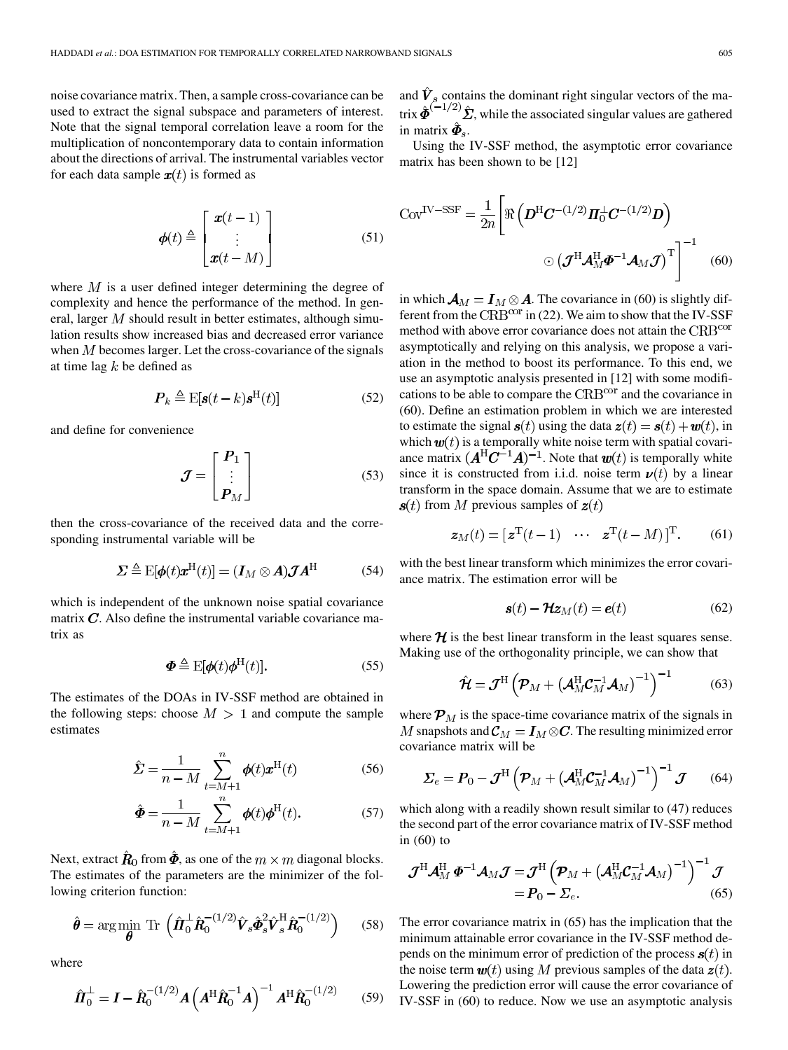noise covariance matrix. Then, a sample cross-covariance can be used to extract the signal subspace and parameters of interest. Note that the signal temporal correlation leave a room for the multiplication of noncontemporary data to contain information about the directions of arrival. The instrumental variables vector for each data sample $\boldsymbol{x}(t)$ is formed as

$$\boldsymbol{\phi}(t) \triangleq \begin{bmatrix} \boldsymbol{x}(t-1) \\ \vdots \\ \boldsymbol{x}(t-M) \end{bmatrix} \tag{51}$$

where $M$ is a user defined integer determining the degree of complexity and hence the performance of the method. In general, larger $M$ should result in better estimates, although simulation results show increased bias and decreased error variance when $M$ becomes larger. Let the cross-covariance of the signals at time lag $k$ be defined as

$$\boldsymbol{P}_k \triangleq \mathrm{E}[\boldsymbol{s}(t-k)\boldsymbol{s}^{\mathrm{H}}(t)] \tag{52}$$

and define for convenience

$$\boldsymbol{\mathcal{J}} = \begin{bmatrix} \boldsymbol{P}_1 \\ \vdots \\ \boldsymbol{P}_M \end{bmatrix} \tag{53}$$

then the cross-covariance of the received data and the corresponding instrumental variable will be

$$\boldsymbol{\Sigma} \triangleq \mathrm{E}[\boldsymbol{\phi}(t)\boldsymbol{x}^{\mathrm{H}}(t)] = (\boldsymbol{I}_M \otimes \boldsymbol{A})\boldsymbol{\mathcal{J}}\boldsymbol{A}^{\mathrm{H}} \tag{54}$$

which is independent of the unknown noise spatial covariance matrix $\boldsymbol{C}$. Also define the instrumental variable covariance matrix as

$$\boldsymbol{\Phi} \triangleq \mathrm{E}[\boldsymbol{\phi}(t)\boldsymbol{\phi}^{\mathrm{H}}(t)]. \tag{55}$$

The estimates of the DOAs in IV-SSF method are obtained in the following steps: choose $M > 1$ and compute the sample estimates

$$\hat{\boldsymbol{\Sigma}} = \frac{1}{n-M}\sum_{t=M+1}^{n} \boldsymbol{\phi}(t)\boldsymbol{x}^{\mathrm{H}}(t) \tag{56}$$

$$\hat{\boldsymbol{\Phi}} = \frac{1}{n-M}\sum_{t=M+1}^{n} \boldsymbol{\phi}(t)\boldsymbol{\phi}^{\mathrm{H}}(t). \tag{57}$$

Next, extract $\hat{\boldsymbol{R}}_0$ from $\hat{\boldsymbol{\Phi}}$, as one of the $m \times m$ diagonal blocks. The estimates of the parameters are the minimizer of the following criterion function:

$$\hat{\boldsymbol{\theta}} = \arg\min_{\boldsymbol{\theta}} \ \mathrm{Tr}\ \left(\hat{\boldsymbol{\Pi}}_0^{\perp}\hat{\boldsymbol{R}}_0^{-(1/2)}\hat{\boldsymbol{V}}_s\hat{\boldsymbol{\Phi}}_s^2\hat{\boldsymbol{V}}_s^{\mathrm{H}}\hat{\boldsymbol{R}}_0^{-(1/2)}\right) \tag{58}$$

where

$$\hat{\boldsymbol{\Pi}}_0^{\perp} = \boldsymbol{I} - \hat{\boldsymbol{R}}_0^{-(1/2)}\boldsymbol{A}\left(\boldsymbol{A}^{\mathrm{H}}\hat{\boldsymbol{R}}_0^{-1}\boldsymbol{A}\right)^{-1}\boldsymbol{A}^{\mathrm{H}}\hat{\boldsymbol{R}}_0^{-(1/2)} \tag{59}$$

and $\hat{\boldsymbol{V}}_s$ contains the dominant right singular vectors of the matrix $\hat{\boldsymbol{\Phi}}^{(-1/2)}\hat{\boldsymbol{\Sigma}}$, while the associated singular values are gathered in matrix $\hat{\boldsymbol{\Phi}}_s$.

Using the IV-SSF method, the asymptotic error covariance matrix has been shown to be [12]

$$\mathrm{Cov}^{\mathrm{IV-SSF}} = \frac{1}{2n}\left[\Re\left(\boldsymbol{D}^{\mathrm{H}}\boldsymbol{C}^{-(1/2)}\boldsymbol{\Pi}_0^{\perp}\boldsymbol{C}^{-(1/2)}\boldsymbol{D}\right) \odot \left(\boldsymbol{\mathcal{J}}^{\mathrm{H}}\boldsymbol{\mathcal{A}}_M^{\mathrm{H}}\boldsymbol{\Phi}^{-1}\boldsymbol{\mathcal{A}}_M\boldsymbol{\mathcal{J}}\right)^{\mathrm{T}}\right]^{-1} \tag{60}$$

in which $\boldsymbol{\mathcal{A}}_M = \boldsymbol{I}_M \otimes \boldsymbol{A}$. The covariance in (60) is slightly different from the $\mathrm{CRB}^{\mathrm{cor}}$ in (22). We aim to show that the IV-SSF method with above error covariance does not attain the $\mathrm{CRB}^{\mathrm{cor}}$ asymptotically and relying on this analysis, we propose a variation in the method to boost its performance. To this end, we use an asymptotic analysis presented in [12] with some modifications to be able to compare the $\mathrm{CRB}^{\mathrm{cor}}$ and the covariance in (60). Define an estimation problem in which we are interested to estimate the signal $\boldsymbol{s}(t)$ using the data $\boldsymbol{z}(t) = \boldsymbol{s}(t) + \boldsymbol{w}(t)$, in which $\boldsymbol{w}(t)$ is a temporally white noise term with spatial covariance matrix $(\boldsymbol{A}^{\mathrm{H}}\boldsymbol{C}^{-1}\boldsymbol{A})^{-1}$. Note that $\boldsymbol{w}(t)$ is temporally white since it is constructed from i.i.d. noise term $\boldsymbol{\nu}(t)$ by a linear transform in the space domain. Assume that we are to estimate $\boldsymbol{s}(t)$ from $M$ previous samples of $\boldsymbol{z}(t)$

$$\boldsymbol{z}_M(t) = [\,\boldsymbol{z}^{\mathrm{T}}(t-1) \quad \cdots \quad \boldsymbol{z}^{\mathrm{T}}(t-M)\,]^{\mathrm{T}}. \tag{61}$$

with the best linear transform which minimizes the error covariance matrix. The estimation error will be

$$\boldsymbol{s}(t) - \boldsymbol{\mathcal{H}}\boldsymbol{z}_M(t) = \boldsymbol{e}(t) \tag{62}$$

where $\boldsymbol{\mathcal{H}}$ is the best linear transform in the least squares sense. Making use of the orthogonality principle, we can show that

$$\hat{\boldsymbol{\mathcal{H}}} = \boldsymbol{\mathcal{J}}^{\mathrm{H}}\left(\boldsymbol{\mathcal{P}}_M + \left(\boldsymbol{\mathcal{A}}_M^{\mathrm{H}}\boldsymbol{\mathcal{C}}_M^{-1}\boldsymbol{\mathcal{A}}_M\right)^{-1}\right)^{-1} \tag{63}$$

where $\boldsymbol{\mathcal{P}}_M$ is the space-time covariance matrix of the signals in $M$ snapshots and $\boldsymbol{\mathcal{C}}_M = \boldsymbol{I}_M \otimes \boldsymbol{C}$. The resulting minimized error covariance matrix will be

$$\boldsymbol{\Sigma}_e = \boldsymbol{P}_0 - \boldsymbol{\mathcal{J}}^{\mathrm{H}}\left(\boldsymbol{\mathcal{P}}_M + \left(\boldsymbol{\mathcal{A}}_M^{\mathrm{H}}\boldsymbol{\mathcal{C}}_M^{-1}\boldsymbol{\mathcal{A}}_M\right)^{-1}\right)^{-1}\boldsymbol{\mathcal{J}} \tag{64}$$

which along with a readily shown result similar to (47) reduces the second part of the error covariance matrix of IV-SSF method in (60) to

$$\begin{aligned}\boldsymbol{\mathcal{J}}^{\mathrm{H}}\boldsymbol{\mathcal{A}}_M^{\mathrm{H}}\,\boldsymbol{\Phi}^{-1}\boldsymbol{\mathcal{A}}_M\boldsymbol{\mathcal{J}} &= \boldsymbol{\mathcal{J}}^{\mathrm{H}}\left(\boldsymbol{\mathcal{P}}_M + \left(\boldsymbol{\mathcal{A}}_M^{\mathrm{H}}\boldsymbol{\mathcal{C}}_M^{-1}\boldsymbol{\mathcal{A}}_M\right)^{-1}\right)^{-1}\boldsymbol{\mathcal{J}} \\ &= \boldsymbol{P}_0 - \boldsymbol{\Sigma}_e.\end{aligned} \tag{65}$$

The error covariance matrix in (65) has the implication that the minimum attainable error covariance in the IV-SSF method depends on the minimum error of prediction of the process $\boldsymbol{s}(t)$ in the noise term $\boldsymbol{w}(t)$ using $M$ previous samples of the data $\boldsymbol{z}(t)$. Lowering the prediction error will cause the error covariance of IV-SSF in (60) to reduce. Now we use an asymptotic analysis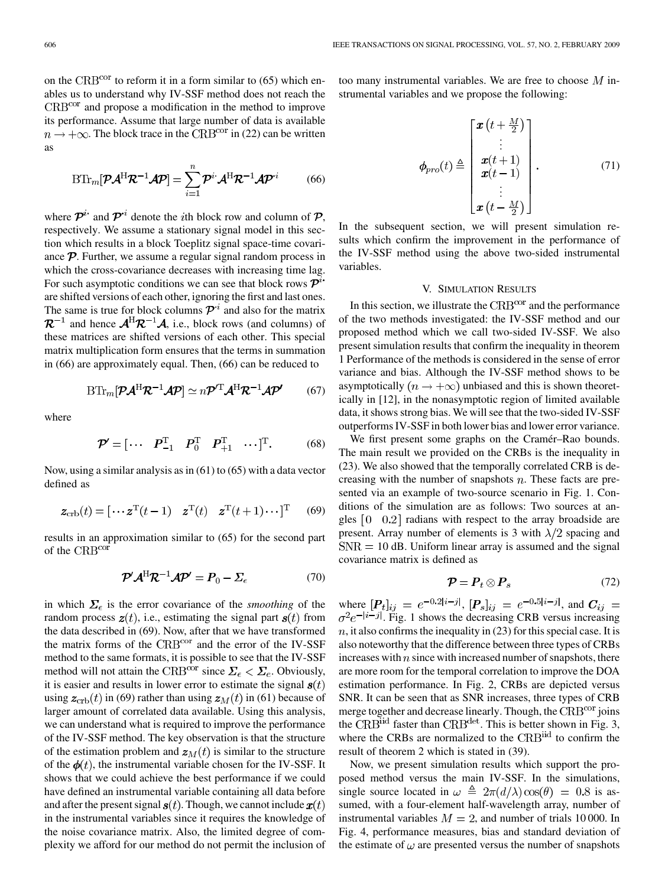on the $\mathrm{CRB}^{\mathrm{cor}}$ to reform it in a form similar to (65) which enables us to understand why IV-SSF method does not reach the $\mathrm{CRB}^{\mathrm{cor}}$ and propose a modification in the method to improve its performance. Assume that large number of data is available $n \to +\infty$. The block trace in the $\mathrm{CRB}^{\mathrm{cor}}$ in (22) can be written as

$$\mathrm{BTr}_m[\boldsymbol{\mathcal{P}}\boldsymbol{\mathcal{A}}^{\mathrm{H}}\boldsymbol{\mathcal{R}}^{-1}\boldsymbol{\mathcal{A}}\boldsymbol{\mathcal{P}}] = \sum_{i=1}^{n} \boldsymbol{\mathcal{P}}^{i\cdot}\boldsymbol{\mathcal{A}}^{\mathrm{H}}\boldsymbol{\mathcal{R}}^{-1}\boldsymbol{\mathcal{A}}\boldsymbol{\mathcal{P}}^{\cdot i} \tag{66}$$

where $\boldsymbol{\mathcal{P}}^{i\cdot}$ and $\boldsymbol{\mathcal{P}}^{\cdot i}$ denote the $i$th block row and column of $\boldsymbol{\mathcal{P}}$, respectively. We assume a stationary signal model in this section which results in a block Toeplitz signal space-time covariance $\boldsymbol{\mathcal{P}}$. Further, we assume a regular signal random process in which the cross-covariance decreases with increasing time lag. For such asymptotic conditions we can see that block rows $\boldsymbol{\mathcal{P}}^{i\cdot}$ are shifted versions of each other, ignoring the first and last ones. The same is true for block columns $\boldsymbol{\mathcal{P}}^{\cdot i}$ and also for the matrix $\boldsymbol{\mathcal{R}}^{-1}$ and hence $\boldsymbol{\mathcal{A}}^{\mathrm{H}}\boldsymbol{\mathcal{R}}^{-1}\boldsymbol{\mathcal{A}}$, i.e., block rows (and columns) of these matrices are shifted versions of each other. This special matrix multiplication form ensures that the terms in summation in (66) are approximately equal. Then, (66) can be reduced to

$$\mathrm{BTr}_m[\boldsymbol{\mathcal{P}}\boldsymbol{\mathcal{A}}^{\mathrm{H}}\boldsymbol{\mathcal{R}}^{-1}\boldsymbol{\mathcal{A}}\boldsymbol{\mathcal{P}}] \simeq n\boldsymbol{\mathcal{P}}'^{\mathrm{T}}\boldsymbol{\mathcal{A}}^{\mathrm{H}}\boldsymbol{\mathcal{R}}^{-1}\boldsymbol{\mathcal{A}}\boldsymbol{\mathcal{P}}' \tag{67}$$

where

$$\boldsymbol{\mathcal{P}}' = [\cdots \quad \boldsymbol{P}_{-1}^{\mathrm{T}} \quad \boldsymbol{P}_{0}^{\mathrm{T}} \quad \boldsymbol{P}_{+1}^{\mathrm{T}} \quad \cdots]^{\mathrm{T}}. \tag{68}$$

Now, using a similar analysis as in (61) to (65) with a data vector defined as

$$\boldsymbol{z}_{\mathrm{crb}}(t) = [\cdots \boldsymbol{z}^{\mathrm{T}}(t-1) \quad \boldsymbol{z}^{\mathrm{T}}(t) \quad \boldsymbol{z}^{\mathrm{T}}(t+1) \cdots]^{\mathrm{T}} \tag{69}$$

results in an approximation similar to (65) for the second part of the $\mathrm{CRB}^{\mathrm{cor}}$

$$\boldsymbol{\mathcal{P}}'\boldsymbol{\mathcal{A}}^{\mathrm{H}}\boldsymbol{\mathcal{R}}^{-1}\boldsymbol{\mathcal{A}}\boldsymbol{\mathcal{P}}' = \boldsymbol{P}_0 - \boldsymbol{\Sigma}_{\epsilon} \tag{70}$$

in which $\boldsymbol{\Sigma}_{\epsilon}$ is the error covariance of the *smoothing* of the random process $\boldsymbol{z}(t)$, i.e., estimating the signal part $\boldsymbol{s}(t)$ from the data described in (69). Now, after that we have transformed the matrix forms of the $\mathrm{CRB}^{\mathrm{cor}}$ and the error of the IV-SSF method to the same formats, it is possible to see that the IV-SSF method will not attain the $\mathrm{CRB}^{\mathrm{cor}}$ since $\boldsymbol{\Sigma}_{\epsilon} < \boldsymbol{\Sigma}_{e}$. Obviously, it is easier and results in lower error to estimate the signal $\boldsymbol{s}(t)$ using $\boldsymbol{z}_{\mathrm{crb}}(t)$ in (69) rather than using $\boldsymbol{z}_{M}(t)$ in (61) because of larger amount of correlated data available. Using this analysis, we can understand what is required to improve the performance of the IV-SSF method. The key observation is that the structure of the estimation problem and $\boldsymbol{z}_{M}(t)$ is similar to the structure of the $\boldsymbol{\phi}(t)$, the instrumental variable chosen for the IV-SSF. It shows that we could achieve the best performance if we could have defined an instrumental variable containing all data before and after the present signal $\boldsymbol{s}(t)$. Though, we cannot include $\boldsymbol{x}(t)$ in the instrumental variables since it requires the knowledge of the noise covariance matrix. Also, the limited degree of complexity we afford for our method do not permit the inclusion of too many instrumental variables. We are free to choose $M$ instrumental variables and we propose the following:

$$\boldsymbol{\phi}_{pro}(t) \triangleq \begin{bmatrix} \boldsymbol{x}\left(t+\frac{M}{2}\right) \\ \vdots \\ \boldsymbol{x}(t+1) \\ \boldsymbol{x}(t-1) \\ \vdots \\ \boldsymbol{x}\left(t-\frac{M}{2}\right) \end{bmatrix}. \tag{71}$$

In the subsequent section, we will present simulation results which confirm the improvement in the performance of the IV-SSF method using the above two-sided instrumental variables.

## V. Simulation Results

In this section, we illustrate the $\mathrm{CRB}^{\mathrm{cor}}$ and the performance of the two methods investigated: the IV-SSF method and our proposed method which we call two-sided IV-SSF. We also present simulation results that confirm the inequality in theorem 1 Performance of the methods is considered in the sense of error variance and bias. Although the IV-SSF method shows to be asymptotically $(n \to +\infty)$ unbiased and this is shown theoretically in [12], in the nonasymptotic region of limited available data, it shows strong bias. We will see that the two-sided IV-SSF outperforms IV-SSF in both lower bias and lower error variance.

We first present some graphs on the Cramér–Rao bounds. The main result we provided on the CRBs is the inequality in (23). We also showed that the temporally correlated CRB is decreasing with the number of snapshots $n$. These facts are presented via an example of two-source scenario in Fig. 1. Conditions of the simulation are as follows: Two sources at angles $[0 \quad 0.2]$ radians with respect to the array broadside are present. Array number of elements is 3 with $\lambda/2$ spacing and $\mathrm{SNR} = 10$ dB. Uniform linear array is assumed and the signal covariance matrix is defined as

$$\boldsymbol{\mathcal{P}} = \boldsymbol{P}_t \otimes \boldsymbol{P}_s \tag{72}$$

where $[\boldsymbol{P}_t]_{ij} = e^{-0.2|i-j|}$, $[\boldsymbol{P}_s]_{ij} = e^{-0.5|i-j|}$, and $\boldsymbol{C}_{ij} = \sigma^2 e^{-|i-j|}$. Fig. 1 shows the decreasing CRB versus increasing $n$, it also confirms the inequality in (23) for this special case. It is also noteworthy that the difference between three types of CRBs increases with $n$ since with increased number of snapshots, there are more room for the temporal correlation to improve the DOA estimation performance. In Fig. 2, CRBs are depicted versus SNR. It can be seen that as SNR increases, three types of CRB merge together and decrease linearly. Though, the $\mathrm{CRB}^{\mathrm{cor}}$ joins the $\mathrm{CRB}^{\mathrm{iid}}$ faster than $\mathrm{CRB}^{\mathrm{det}}$. This is better shown in Fig. 3, where the CRBs are normalized to the $\mathrm{CRB}^{\mathrm{iid}}$ to confirm the result of theorem 2 which is stated in (39).

Now, we present simulation results which support the proposed method versus the main IV-SSF. In the simulations, single source located in $\omega \triangleq 2\pi(d/\lambda)\cos(\theta) = 0.8$ is assumed, with a four-element half-wavelength array, number of instrumental variables $M = 2$, and number of trials 10 000. In Fig. 4, performance measures, bias and standard deviation of the estimate of $\omega$ are presented versus the number of snapshots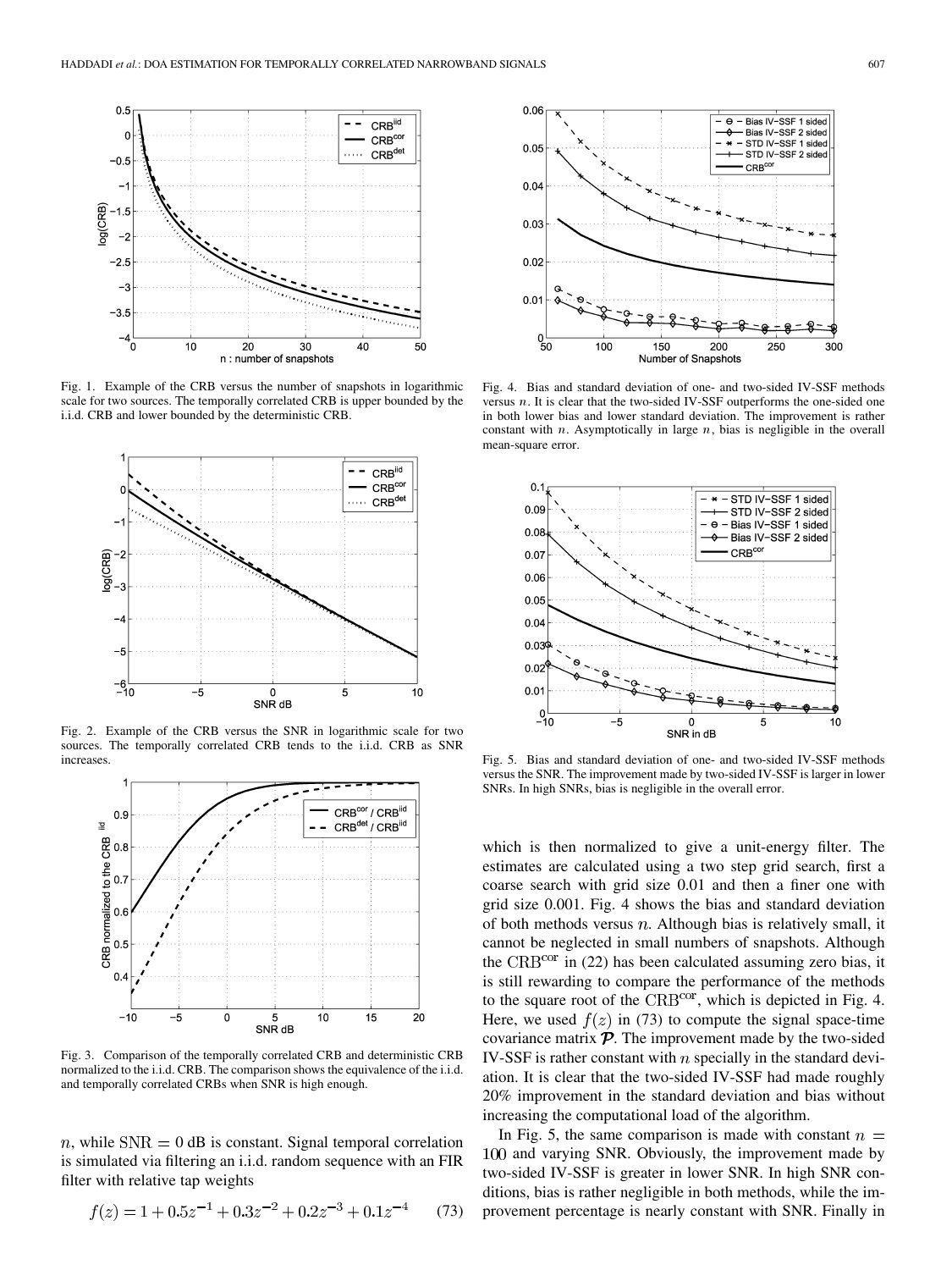Fig. 1. Example of the CRB versus the number of snapshots in logarithmic scale for two sources. The temporally correlated CRB is upper bounded by the i.i.d. CRB and lower bounded by the deterministic CRB.

Fig. 2. Example of the CRB versus the SNR in logarithmic scale for two sources. The temporally correlated CRB tends to the i.i.d. CRB as SNR increases.

Fig. 3. Comparison of the temporally correlated CRB and deterministic CRB normalized to the i.i.d. CRB. The comparison shows the equivalence of the i.i.d. and temporally correlated CRBs when SNR is high enough.

$n$, while $\mathrm{SNR} = 0$ dB is constant. Signal temporal correlation is simulated via filtering an i.i.d. random sequence with an FIR filter with relative tap weights

$$f(z) = 1 + 0.5z^{-1} + 0.3z^{-2} + 0.2z^{-3} + 0.1z^{-4} \tag{73}$$

Fig. 4. Bias and standard deviation of one- and two-sided IV-SSF methods versus $n$. It is clear that the two-sided IV-SSF outperforms the one-sided one in both lower bias and lower standard deviation. The improvement is rather constant with $n$. Asymptotically in large $n$, bias is negligible in the overall mean-square error.

Fig. 5. Bias and standard deviation of one- and two-sided IV-SSF methods versus the SNR. The improvement made by two-sided IV-SSF is larger in lower SNRs. In high SNRs, bias is negligible in the overall error.

which is then normalized to give a unit-energy filter. The estimates are calculated using a two step grid search, first a coarse search with grid size 0.01 and then a finer one with grid size 0.001. Fig. 4 shows the bias and standard deviation of both methods versus $n$. Although bias is relatively small, it cannot be neglected in small numbers of snapshots. Although the $\mathrm{CRB}^{\mathrm{cor}}$ in (22) has been calculated assuming zero bias, it is still rewarding to compare the performance of the methods to the square root of the $\mathrm{CRB}^{\mathrm{cor}}$, which is depicted in Fig. 4. Here, we used $f(z)$ in (73) to compute the signal space-time covariance matrix $\boldsymbol{\mathcal{P}}$. The improvement made by the two-sided IV-SSF is rather constant with $n$ specially in the standard deviation. It is clear that the two-sided IV-SSF had made roughly 20% improvement in the standard deviation and bias without increasing the computational load of the algorithm.

In Fig. 5, the same comparison is made with constant $n = 100$ and varying SNR. Obviously, the improvement made by two-sided IV-SSF is greater in lower SNR. In high SNR conditions, bias is rather negligible in both methods, while the improvement percentage is nearly constant with SNR. Finally in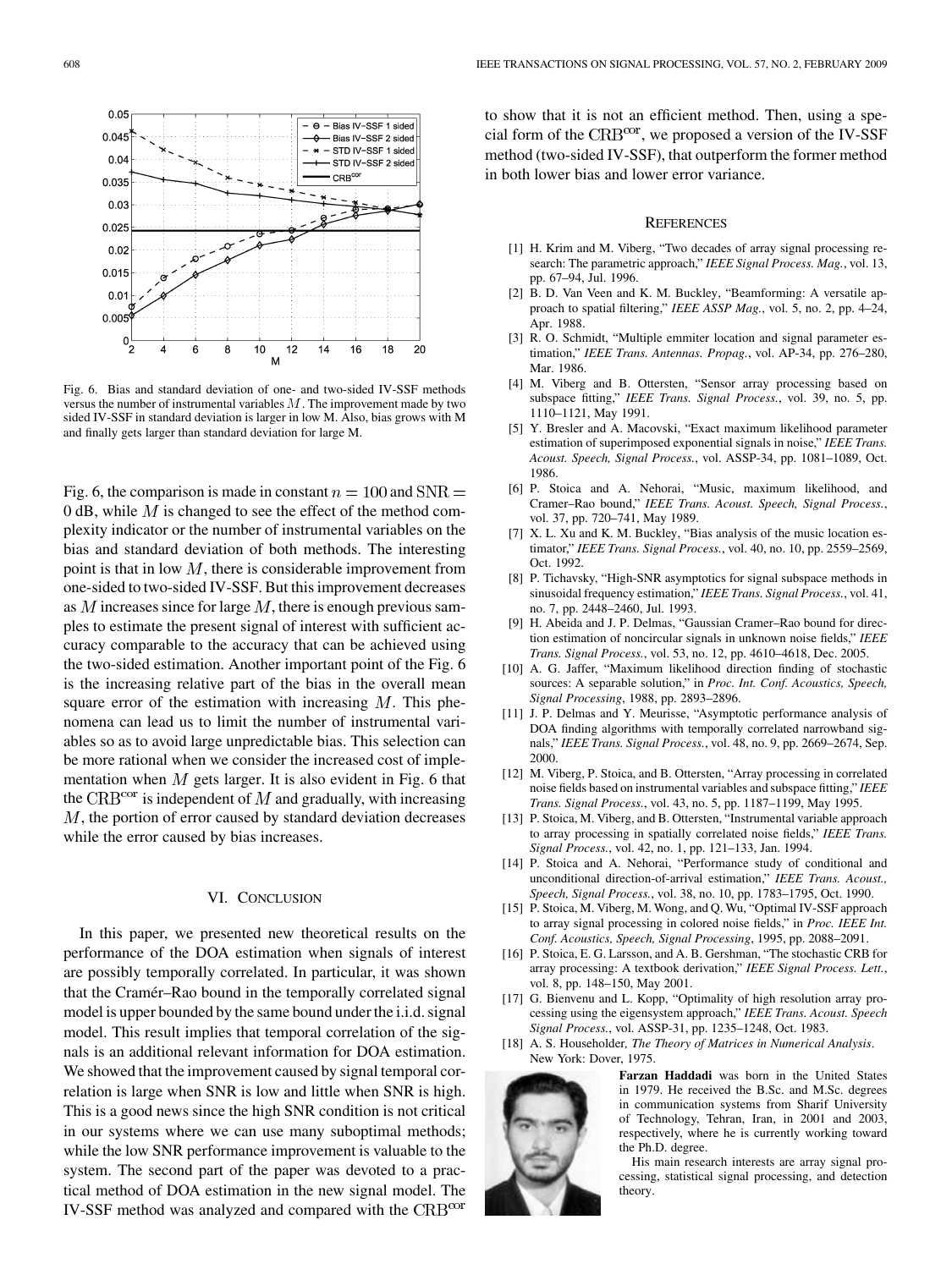Fig. 6. Bias and standard deviation of one- and two-sided IV-SSF methods versus the number of instrumental variables $M$. The improvement made by two sided IV-SSF in standard deviation is larger in low M. Also, bias grows with M and finally gets larger than standard deviation for large M.

Fig. 6, the comparison is made in constant $n = 100$ and $\mathrm{SNR} = 0$ dB, while $M$ is changed to see the effect of the method complexity indicator or the number of instrumental variables on the bias and standard deviation of both methods. The interesting point is that in low $M$, there is considerable improvement from one-sided to two-sided IV-SSF. But this improvement decreases as $M$ increases since for large $M$, there is enough previous samples to estimate the present signal of interest with sufficient accuracy comparable to the accuracy that can be achieved using the two-sided estimation. Another important point of the Fig. 6 is the increasing relative part of the bias in the overall mean square error of the estimation with increasing $M$. This phenomena can lead us to limit the number of instrumental variables so as to avoid large unpredictable bias. This selection can be more rational when we consider the increased cost of implementation when $M$ gets larger. It is also evident in Fig. 6 that the $\mathrm{CRB}^{\mathrm{cor}}$ is independent of $M$ and gradually, with increasing $M$, the portion of error caused by standard deviation decreases while the error caused by bias increases.

## VI. Conclusion

In this paper, we presented new theoretical results on the performance of the DOA estimation when signals of interest are possibly temporally correlated. In particular, it was shown that the Cramér–Rao bound in the temporally correlated signal model is upper bounded by the same bound under the i.i.d. signal model. This result implies that temporal correlation of the signals is an additional relevant information for DOA estimation. We showed that the improvement caused by signal temporal correlation is large when SNR is low and little when SNR is high. This is a good news since the high SNR condition is not critical in our systems where we can use many suboptimal methods; while the low SNR performance improvement is valuable to the system. The second part of the paper was devoted to a practical method of DOA estimation in the new signal model. The IV-SSF method was analyzed and compared with the $\mathrm{CRB}^{\mathrm{cor}}$ to show that it is not an efficient method. Then, using a special form of the $\mathrm{CRB}^{\mathrm{cor}}$, we proposed a version of the IV-SSF method (two-sided IV-SSF), that outperform the former method in both lower bias and lower error variance.

## References

[1] H. Krim and M. Viberg, "Two decades of array signal processing research: The parametric approach," *IEEE Signal Process. Mag.*, vol. 13, pp. 67–94, Jul. 1996.

[2] B. D. Van Veen and K. M. Buckley, "Beamforming: A versatile approach to spatial filtering," *IEEE ASSP Mag.*, vol. 5, no. 2, pp. 4–24, Apr. 1988.

[3] R. O. Schmidt, "Multiple emmiter location and signal parameter estimation," *IEEE Trans. Antennas. Propag.*, vol. AP-34, pp. 276–280, Mar. 1986.

[4] M. Viberg and B. Ottersten, "Sensor array processing based on subspace fitting," *IEEE Trans. Signal Process.*, vol. 39, no. 5, pp. 1110–1121, May 1991.

[5] Y. Bresler and A. Macovski, "Exact maximum likelihood parameter estimation of superimposed exponential signals in noise," *IEEE Trans. Acoust. Speech, Signal Process.*, vol. ASSP-34, pp. 1081–1089, Oct. 1986.

[6] P. Stoica and A. Nehorai, "Music, maximum likelihood, and Cramer–Rao bound," *IEEE Trans. Acoust. Speech, Signal Process.*, vol. 37, pp. 720–741, May 1989.

[7] X. L. Xu and K. M. Buckley, "Bias analysis of the music location estimator," *IEEE Trans. Signal Process.*, vol. 40, no. 10, pp. 2559–2569, Oct. 1992.

[8] P. Tichavsky, "High-SNR asymptotics for signal subspace methods in sinusoidal frequency estimation," *IEEE Trans. Signal Process.*, vol. 41, no. 7, pp. 2448–2460, Jul. 1993.

[9] H. Abeida and J. P. Delmas, "Gaussian Cramer–Rao bound for direction estimation of noncircular signals in unknown noise fields," *IEEE Trans. Signal Process.*, vol. 53, no. 12, pp. 4610–4618, Dec. 2005.

[10] A. G. Jaffer, "Maximum likelihood direction finding of stochastic sources: A separable solution," in *Proc. Int. Conf. Acoustics, Speech, Signal Processing*, 1988, pp. 2893–2896.

[11] J. P. Delmas and Y. Meurisse, "Asymptotic performance analysis of DOA finding algorithms with temporally correlated narrowband signals," *IEEE Trans. Signal Process.*, vol. 48, no. 9, pp. 2669–2674, Sep. 2000.

[12] M. Viberg, P. Stoica, and B. Ottersten, "Array processing in correlated noise fields based on instrumental variables and subspace fitting," *IEEE Trans. Signal Process.*, vol. 43, no. 5, pp. 1187–1199, May 1995.

[13] P. Stoica, M. Viberg, and B. Ottersten, "Instrumental variable approach to array processing in spatially correlated noise fields," *IEEE Trans. Signal Process.*, vol. 42, no. 1, pp. 121–133, Jan. 1994.

[14] P. Stoica and A. Nehorai, "Performance study of conditional and unconditional direction-of-arrival estimation," *IEEE Trans. Acoust., Speech, Signal Process.*, vol. 38, no. 10, pp. 1783–1795, Oct. 1990.

[15] P. Stoica, M. Viberg, M. Wong, and Q. Wu, "Optimal IV-SSF approach to array signal processing in colored noise fields," in *Proc. IEEE Int. Conf. Acoustics, Speech, Signal Processing*, 1995, pp. 2088–2091.

[16] P. Stoica, E. G. Larsson, and A. B. Gershman, "The stochastic CRB for array processing: A textbook derivation," *IEEE Signal Process. Lett.*, vol. 8, pp. 148–150, May 2001.

[17] G. Bienvenu and L. Kopp, "Optimality of high resolution array processing using the eigensystem approach," *IEEE Trans. Acoust. Speech Signal Process.*, vol. ASSP-31, pp. 1235–1248, Oct. 1983.

[18] A. S. Householder, *The Theory of Matrices in Numerical Analysis*. New York: Dover, 1975.

**Farzan Haddadi** was born in the United States in 1979. He received the B.Sc. and M.Sc. degrees in communication systems from Sharif University of Technology, Tehran, Iran, in 2001 and 2003, respectively, where he is currently working toward the Ph.D. degree.

His main research interests are array signal processing, statistical signal processing, and detection theory.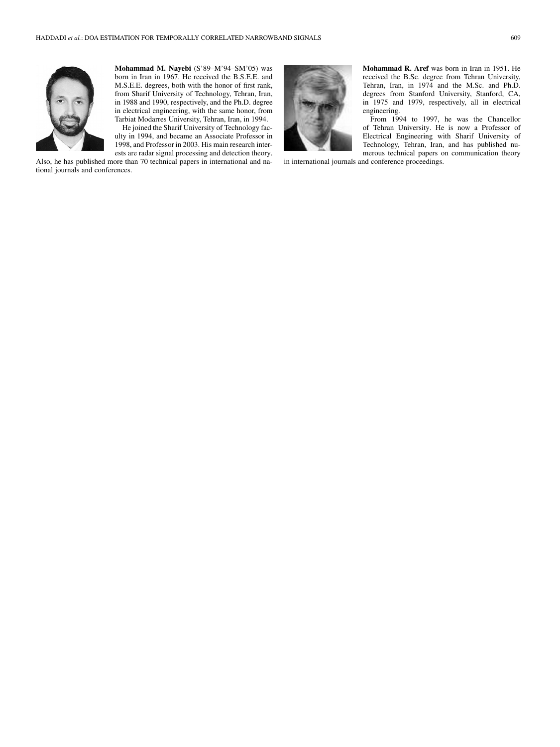**Mohammad M. Nayebi** (S'89–M'94–SM'05) was born in Iran in 1967. He received the B.S.E.E. and M.S.E.E. degrees, both with the honor of first rank, from Sharif University of Technology, Tehran, Iran, in 1988 and 1990, respectively, and the Ph.D. degree in electrical engineering, with the same honor, from Tarbiat Modarres University, Tehran, Iran, in 1994.

He joined the Sharif University of Technology faculty in 1994, and became an Associate Professor in 1998, and Professor in 2003. His main research interests are radar signal processing and detection theory. Also, he has published more than 70 technical papers in international and national journals and conferences.

**Mohammad R. Aref** was born in Iran in 1951. He received the B.Sc. degree from Tehran University, Tehran, Iran, in 1974 and the M.Sc. and Ph.D. degrees from Stanford University, Stanford, CA, in 1975 and 1979, respectively, all in electrical engineering.

From 1994 to 1997, he was the Chancellor of Tehran University. He is now a Professor of Electrical Engineering with Sharif University of Technology, Tehran, Iran, and has published numerous technical papers on communication theory in international journals and conference proceedings.